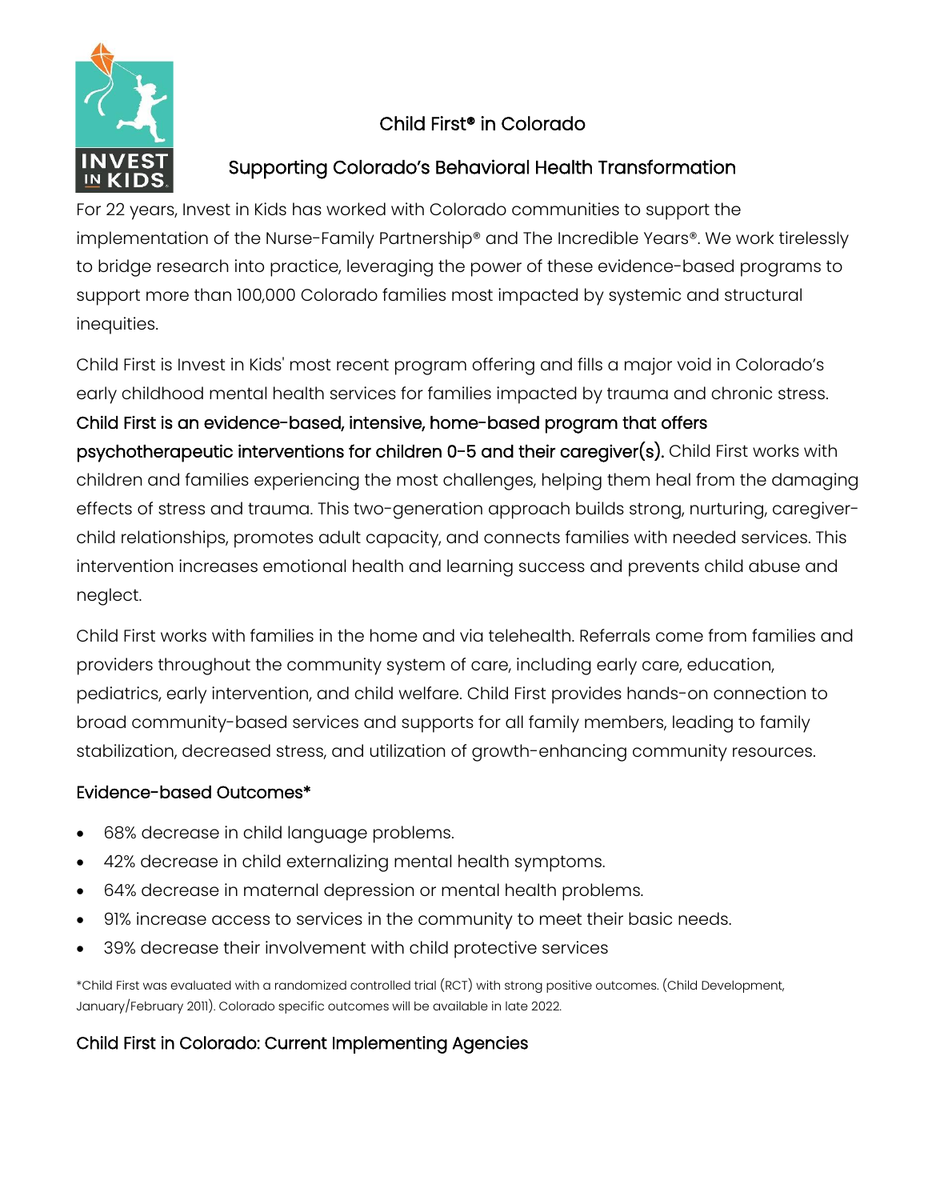# Child First® in Colorado

## Supporting Colorado's Behavioral Health Transformation

For 22 years, Invest in Kids has worked with Colorado communities to support the implementation of the Nurse-Family Partnership® and The Incredible Years®. We work tirelessly to bridge research into practice, leveraging the power of these evidence-based programs to support more than 100,000 Colorado families most impacted by systemic and structural inequities.

Child First is Invest in Kids' most recent program offering and fills a major void in Colorado's early childhood mental health services for families impacted by trauma and chronic stress. **Child First is an evidence-based, intensive, home-based program that offers psychotherapeutic interventions for children 0-5 and their caregiver(s).** Child First works with children and families experiencing the most challenges, helping them heal from the damaging effects of stress and trauma. This two-generation approach builds strong, nurturing, caregiver-child relationships, promotes adult capacity, and connects families with needed services. This intervention increases emotional health and learning success and prevents child abuse and neglect.

Child First works with families in the home and via telehealth. Referrals come from families and providers throughout the community system of care, including early care, education, pediatrics, early intervention, and child welfare. Child First provides hands-on connection to broad community-based services and supports for all family members, leading to family stabilization, decreased stress, and utilization of growth-enhancing community resources.

### Evidence-based Outcomes*

- 68% decrease in child language problems.
- 42% decrease in child externalizing mental health symptoms.
- 64% decrease in maternal depression or mental health problems.
- 91% increase access to services in the community to meet their basic needs.
- 39% decrease their involvement with child protective services

*Child First was evaluated with a randomized controlled trial (RCT) with strong positive outcomes. (Child Development, January/February 2011). Colorado specific outcomes will be available in late 2022.

### Child First in Colorado: Current Implementing Agencies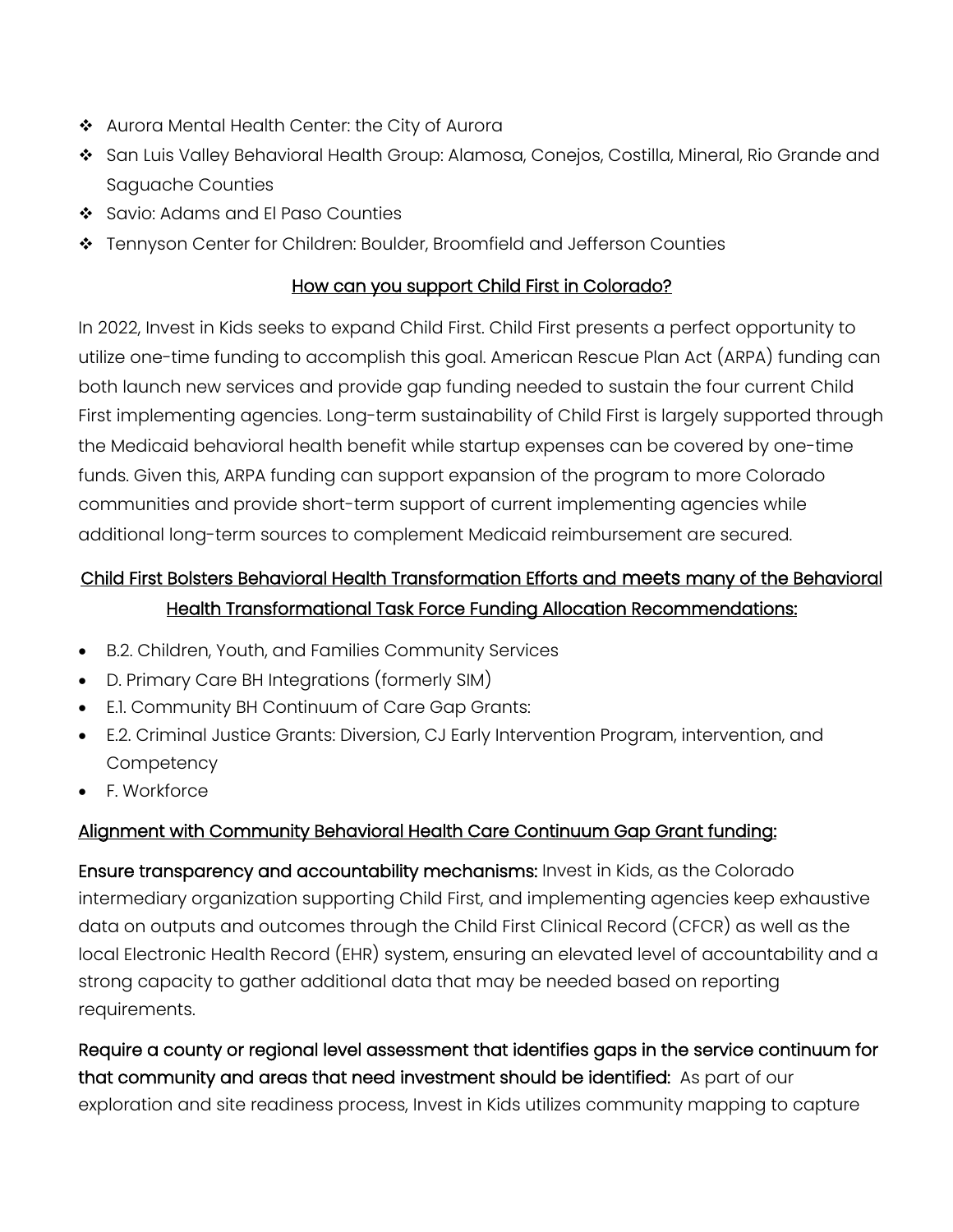- ❖ Aurora Mental Health Center: the City of Aurora
- ❖ San Luis Valley Behavioral Health Group: Alamosa, Conejos, Costilla, Mineral, Rio Grande and Saguache Counties
- ❖ Savio: Adams and El Paso Counties
- ❖ Tennyson Center for Children: Boulder, Broomfield and Jefferson Counties

## How can you support Child First in Colorado?

In 2022, Invest in Kids seeks to expand Child First. Child First presents a perfect opportunity to utilize one-time funding to accomplish this goal. American Rescue Plan Act (ARPA) funding can both launch new services and provide gap funding needed to sustain the four current Child First implementing agencies. Long-term sustainability of Child First is largely supported through the Medicaid behavioral health benefit while startup expenses can be covered by one-time funds. Given this, ARPA funding can support expansion of the program to more Colorado communities and provide short-term support of current implementing agencies while additional long-term sources to complement Medicaid reimbursement are secured.

## Child First Bolsters Behavioral Health Transformation Efforts and meets many of the Behavioral Health Transformational Task Force Funding Allocation Recommendations:

- B.2. Children, Youth, and Families Community Services
- D. Primary Care BH Integrations (formerly SIM)
- E.1. Community BH Continuum of Care Gap Grants:
- E.2. Criminal Justice Grants: Diversion, CJ Early Intervention Program, intervention, and Competency
- F. Workforce

### Alignment with Community Behavioral Health Care Continuum Gap Grant funding:

**Ensure transparency and accountability mechanisms:** Invest in Kids, as the Colorado intermediary organization supporting Child First, and implementing agencies keep exhaustive data on outputs and outcomes through the Child First Clinical Record (CFCR) as well as the local Electronic Health Record (EHR) system, ensuring an elevated level of accountability and a strong capacity to gather additional data that may be needed based on reporting requirements.

**Require a county or regional level assessment that identifies gaps in the service continuum for that community and areas that need investment should be identified:** As part of our exploration and site readiness process, Invest in Kids utilizes community mapping to capture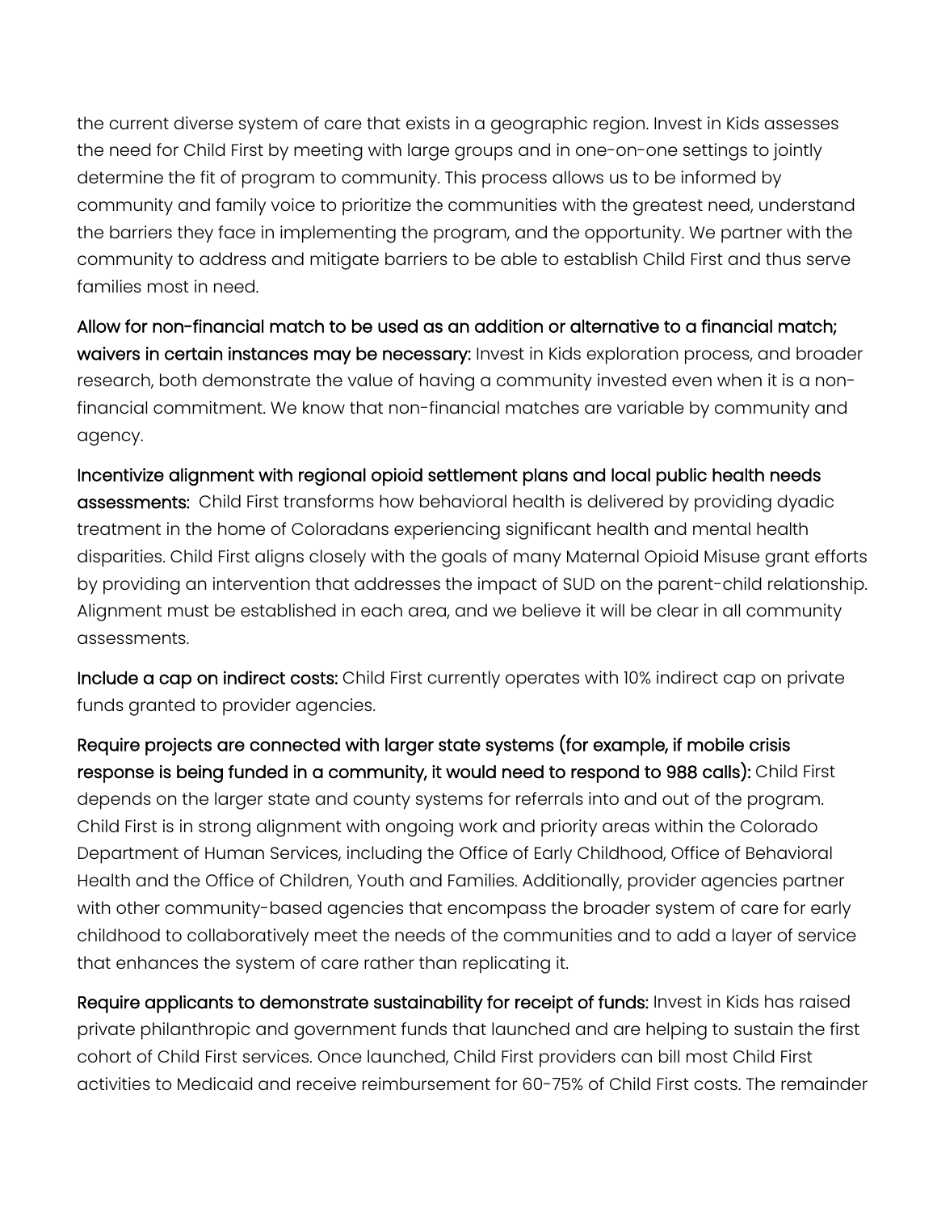the current diverse system of care that exists in a geographic region. Invest in Kids assesses the need for Child First by meeting with large groups and in one-on-one settings to jointly determine the fit of program to community. This process allows us to be informed by community and family voice to prioritize the communities with the greatest need, understand the barriers they face in implementing the program, and the opportunity. We partner with the community to address and mitigate barriers to be able to establish Child First and thus serve families most in need.

**Allow for non-financial match to be used as an addition or alternative to a financial match; waivers in certain instances may be necessary:** Invest in Kids exploration process, and broader research, both demonstrate the value of having a community invested even when it is a non-financial commitment. We know that non-financial matches are variable by community and agency.

**Incentivize alignment with regional opioid settlement plans and local public health needs assessments:** Child First transforms how behavioral health is delivered by providing dyadic treatment in the home of Coloradans experiencing significant health and mental health disparities. Child First aligns closely with the goals of many Maternal Opioid Misuse grant efforts by providing an intervention that addresses the impact of SUD on the parent-child relationship. Alignment must be established in each area, and we believe it will be clear in all community assessments.

**Include a cap on indirect costs:** Child First currently operates with 10% indirect cap on private funds granted to provider agencies.

**Require projects are connected with larger state systems (for example, if mobile crisis response is being funded in a community, it would need to respond to 988 calls):** Child First depends on the larger state and county systems for referrals into and out of the program. Child First is in strong alignment with ongoing work and priority areas within the Colorado Department of Human Services, including the Office of Early Childhood, Office of Behavioral Health and the Office of Children, Youth and Families. Additionally, provider agencies partner with other community-based agencies that encompass the broader system of care for early childhood to collaboratively meet the needs of the communities and to add a layer of service that enhances the system of care rather than replicating it.

**Require applicants to demonstrate sustainability for receipt of funds:** Invest in Kids has raised private philanthropic and government funds that launched and are helping to sustain the first cohort of Child First services. Once launched, Child First providers can bill most Child First activities to Medicaid and receive reimbursement for 60-75% of Child First costs. The remainder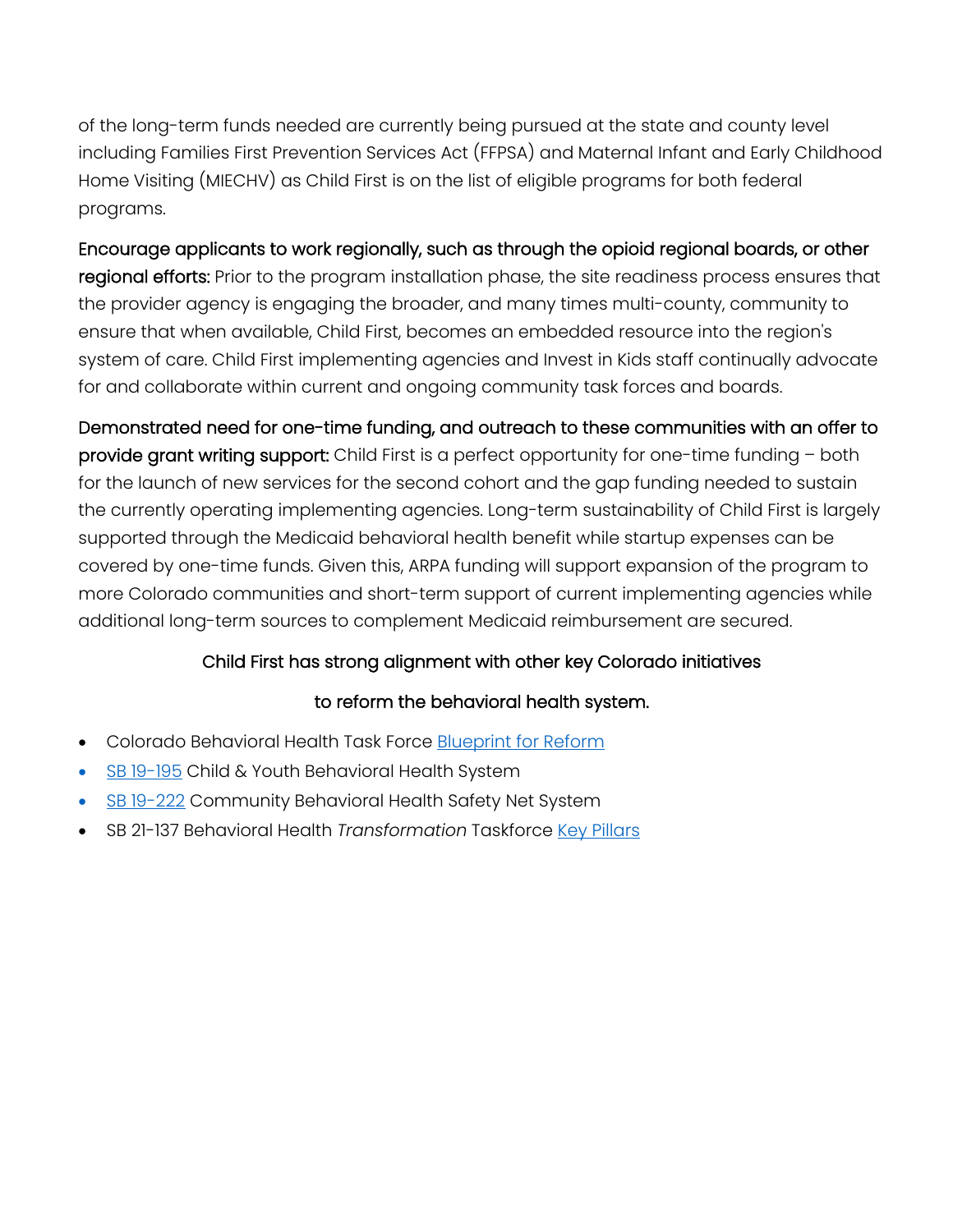of the long-term funds needed are currently being pursued at the state and county level including Families First Prevention Services Act (FFPSA) and Maternal Infant and Early Childhood Home Visiting (MIECHV) as Child First is on the list of eligible programs for both federal programs.

**Encourage applicants to work regionally, such as through the opioid regional boards, or other regional efforts:** Prior to the program installation phase, the site readiness process ensures that the provider agency is engaging the broader, and many times multi-county, community to ensure that when available, Child First, becomes an embedded resource into the region's system of care. Child First implementing agencies and Invest in Kids staff continually advocate for and collaborate within current and ongoing community task forces and boards.

**Demonstrated need for one-time funding, and outreach to these communities with an offer to provide grant writing support:** Child First is a perfect opportunity for one-time funding – both for the launch of new services for the second cohort and the gap funding needed to sustain the currently operating implementing agencies. Long-term sustainability of Child First is largely supported through the Medicaid behavioral health benefit while startup expenses can be covered by one-time funds. Given this, ARPA funding will support expansion of the program to more Colorado communities and short-term support of current implementing agencies while additional long-term sources to complement Medicaid reimbursement are secured.

**Child First has strong alignment with other key Colorado initiatives to reform the behavioral health system.**

- Colorado Behavioral Health Task Force Blueprint for Reform
- SB 19-195 Child & Youth Behavioral Health System
- SB 19-222 Community Behavioral Health Safety Net System
- SB 21-137 Behavioral Health *Transformation* Taskforce Key Pillars